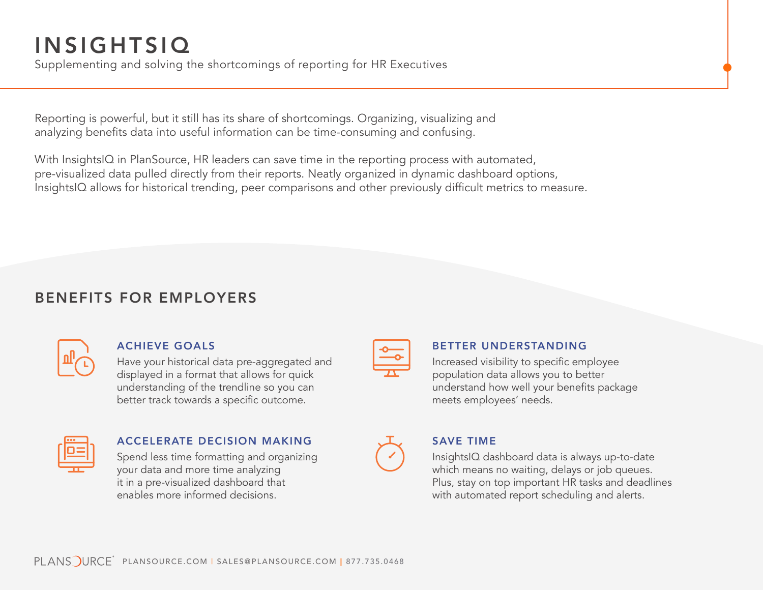# INSIGHTSIQ

Supplementing and solving the shortcomings of reporting for HR Executives

Reporting is powerful, but it still has its share of shortcomings. Organizing, visualizing and analyzing benefits data into useful information can be time-consuming and confusing.

With InsightsIQ in PlanSource, HR leaders can save time in the reporting process with automated, pre-visualized data pulled directly from their reports. Neatly organized in dynamic dashboard options, InsightsIQ allows for historical trending, peer comparisons and other previously difficult metrics to measure.

## BENEFITS FOR EMPLOYERS

### ACHIEVE GOALS

Have your historical data pre-aggregated and displayed in a format that allows for quick understanding of the trendline so you can better track towards a specific outcome.

### BETTER UNDERSTANDING

Increased visibility to specific employee population data allows you to better understand how well your benefits package meets employees' needs.

### ACCELERATE DECISION MAKING

Spend less time formatting and organizing your data and more time analyzing it in a pre-visualized dashboard that enables more informed decisions.

### SAVE TIME

InsightsIQ dashboard data is always up-to-date which means no waiting, delays or job queues. Plus, stay on top important HR tasks and deadlines with automated report scheduling and alerts.

PLANSOURCE® PLANSOURCE.COM | SALES@PLANSOURCE.COM | 877.735.0468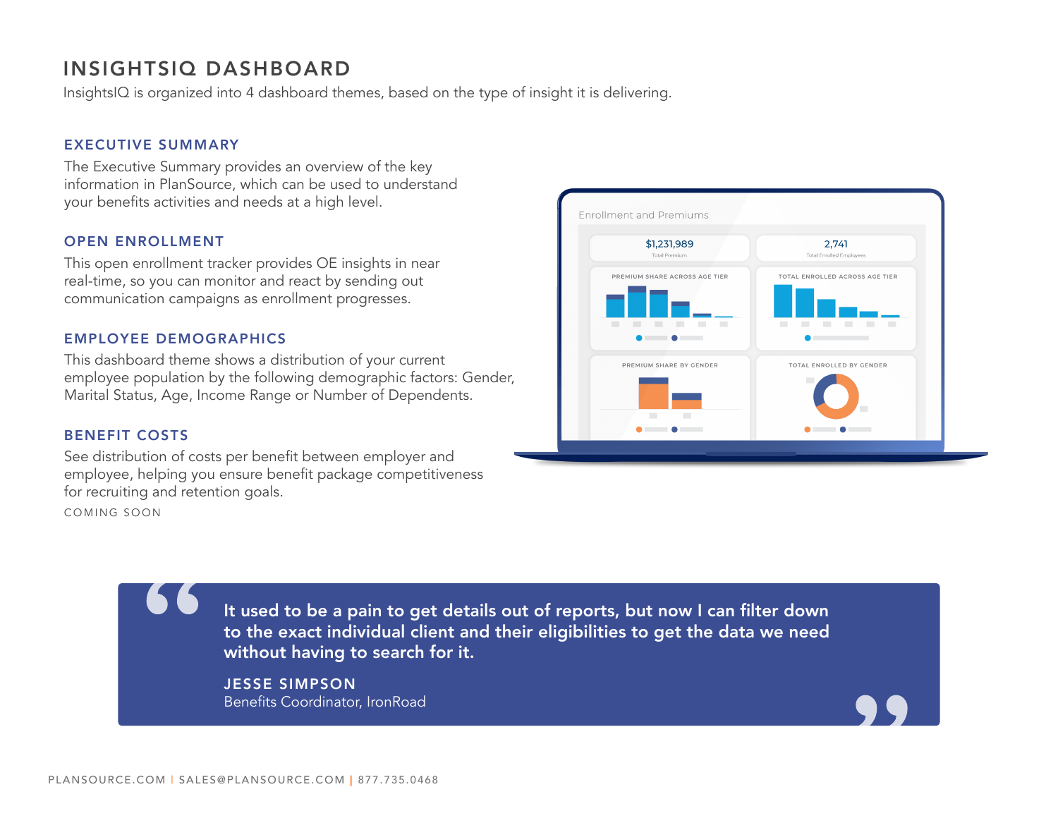# INSIGHTSIQ DASHBOARD

InsightsIQ is organized into 4 dashboard themes, based on the type of insight it is delivering.

## EXECUTIVE SUMMARY

The Executive Summary provides an overview of the key information in PlanSource, which can be used to understand your benefits activities and needs at a high level.

## OPEN ENROLLMENT

This open enrollment tracker provides OE insights in near real-time, so you can monitor and react by sending out communication campaigns as enrollment progresses.

## EMPLOYEE DEMOGRAPHICS

This dashboard theme shows a distribution of your current employee population by the following demographic factors: Gender, Marital Status, Age, Income Range or Number of Dependents.

## BENEFIT COSTS

See distribution of costs per benefit between employer and employee, helping you ensure benefit package competitiveness for recruiting and retention goals.

COMING SOON

Enrollment and Premiums

$1,231,989
Total Premium

2,741
Total Enrolled Employees

PREMIUM SHARE ACROSS AGE TIER

TOTAL ENROLLED ACROSS AGE TIER

PREMIUM SHARE BY GENDER

TOTAL ENROLLED BY GENDER

> **It used to be a pain to get details out of reports, but now I can filter down to the exact individual client and their eligibilities to get the data we need without having to search for it.**
>
> **JESSE SIMPSON**
> Benefits Coordinator, IronRoad

PLANSOURCE.COM | SALES@PLANSOURCE.COM | 877.735.0468